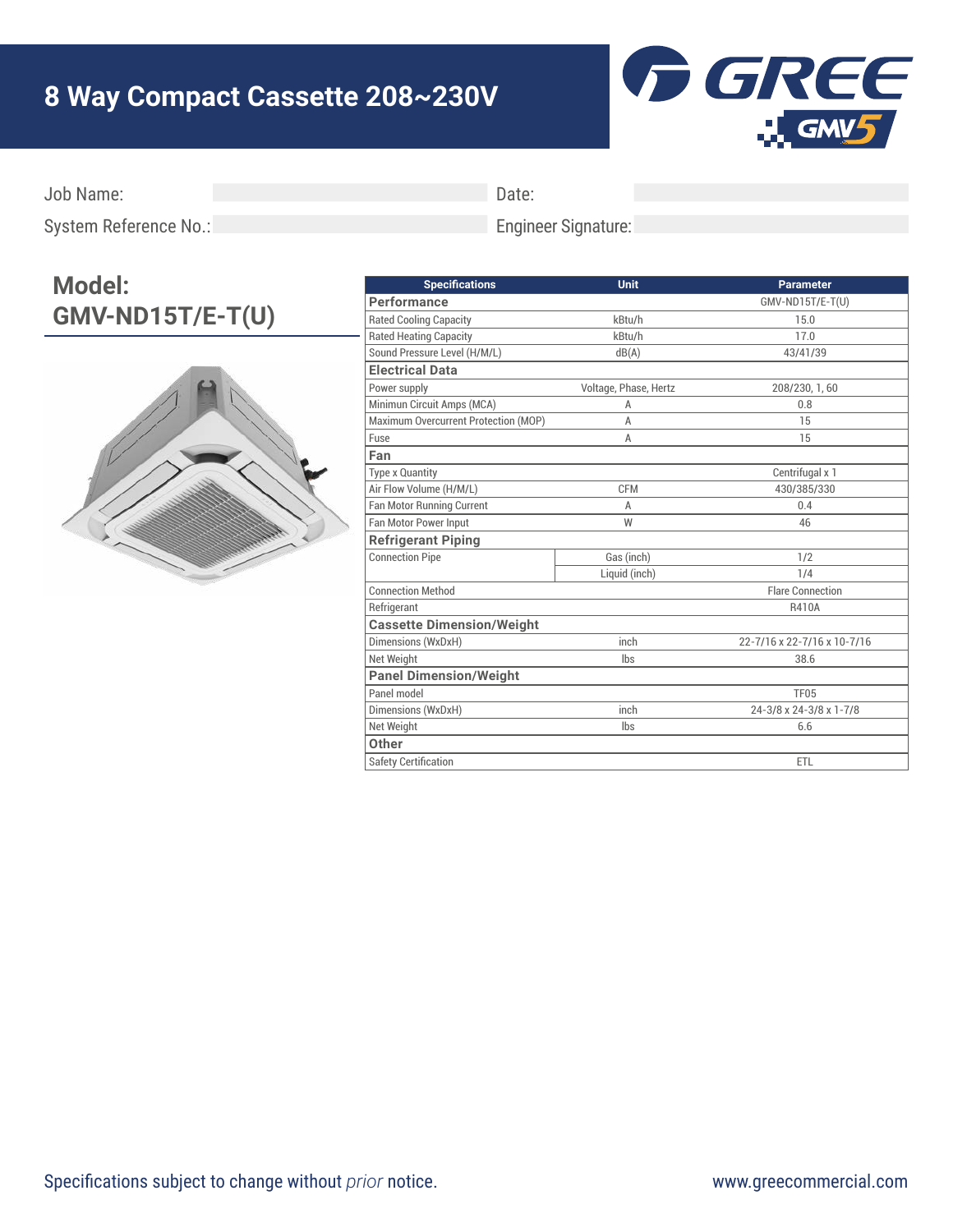# 8 Way Compact Cassette 208~230V

Job Name:

Date:

System Reference No.:

Engineer Signature:

## Model: GMV-ND15T/E-T(U)

| Specifications | Unit | Parameter |
|---|---|---|
| **Performance** | | GMV-ND15T/E-T(U) |
| Rated Cooling Capacity | kBtu/h | 15.0 |
| Rated Heating Capacity | kBtu/h | 17.0 |
| Sound Pressure Level (H/M/L) | dB(A) | 43/41/39 |
| **Electrical Data** | | |
| Power supply | Voltage, Phase, Hertz | 208/230, 1, 60 |
| Minimun Circuit Amps (MCA) | A | 0.8 |
| Maximum Overcurrent Protection (MOP) | A | 15 |
| Fuse | A | 15 |
| **Fan** | | |
| Type x Quantity | | Centrifugal x 1 |
| Air Flow Volume (H/M/L) | CFM | 430/385/330 |
| Fan Motor Running Current | A | 0.4 |
| Fan Motor Power Input | W | 46 |
| **Refrigerant Piping** | | |
| Connection Pipe | Gas (inch) | 1/2 |
| | Liquid (inch) | 1/4 |
| Connection Method | | Flare Connection |
| Refrigerant | | R410A |
| **Cassette Dimension/Weight** | | |
| Dimensions (WxDxH) | inch | 22-7/16 x 22-7/16 x 10-7/16 |
| Net Weight | lbs | 38.6 |
| **Panel Dimension/Weight** | | |
| Panel model | | TF05 |
| Dimensions (WxDxH) | inch | 24-3/8 x 24-3/8 x 1-7/8 |
| Net Weight | lbs | 6.6 |
| **Other** | | |
| Safety Certification | | ETL |

Specifications subject to change without *prior* notice.

www.greecommercial.com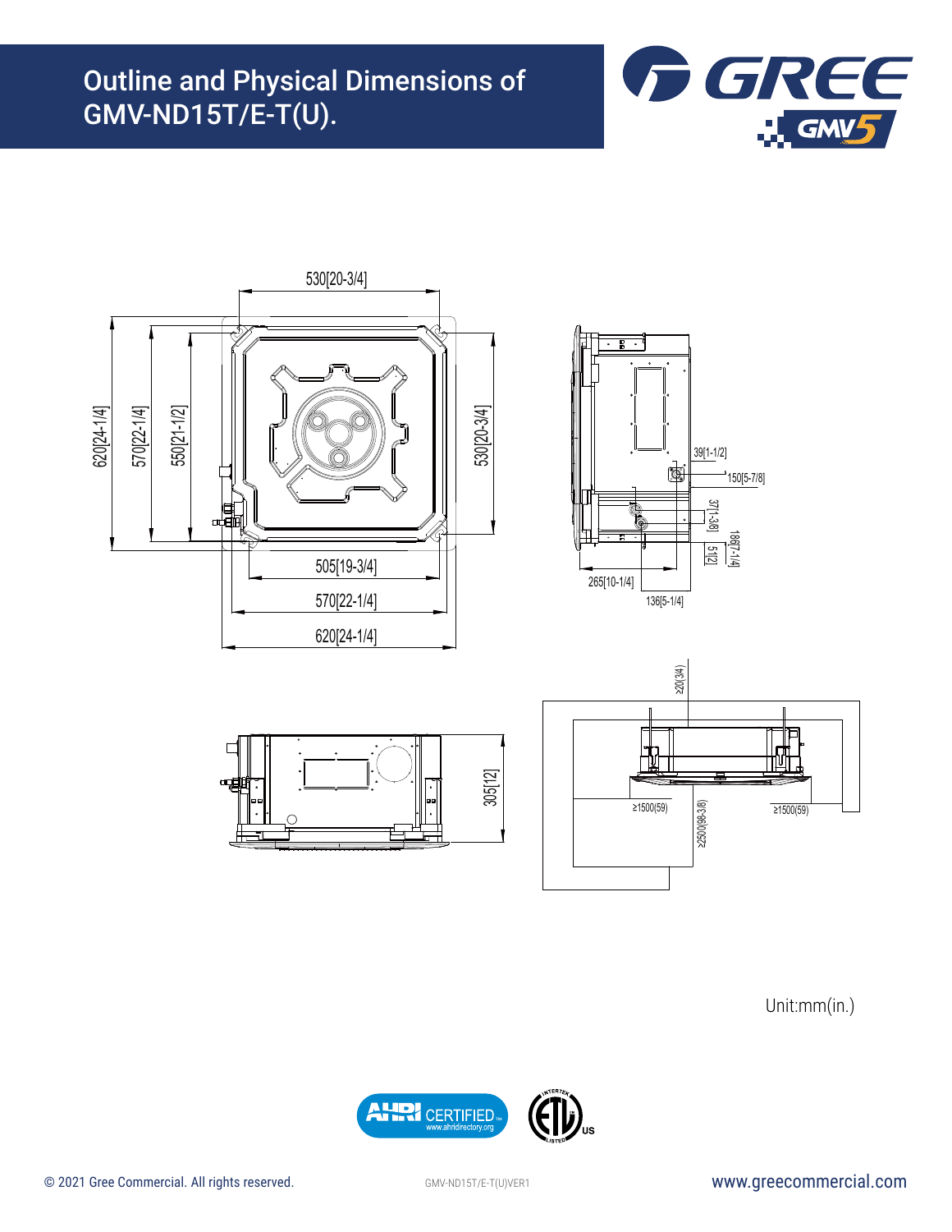# Outline and Physical Dimensions of GMV-ND15T/E-T(U).

530[20-3/4]

620[24-1/4]

570[22-1/4]

550[21-1/2]

530[20-3/4]

505[19-3/4]

570[22-1/4]

620[24-1/4]

39[1-1/2]

150[5-7/8]

37[1-3/8]

188[7-1/4]

51[2]

265[10-1/4]

136[5-1/4]

305[12]

≥20(3/4)

≥1500(59)

≥1500(59)

≥2500(98-3/8)

Unit:mm(in.)

© 2021 Gree Commercial. All rights reserved.

GMV-ND15T/E-T(U)VER1

www.greecommercial.com